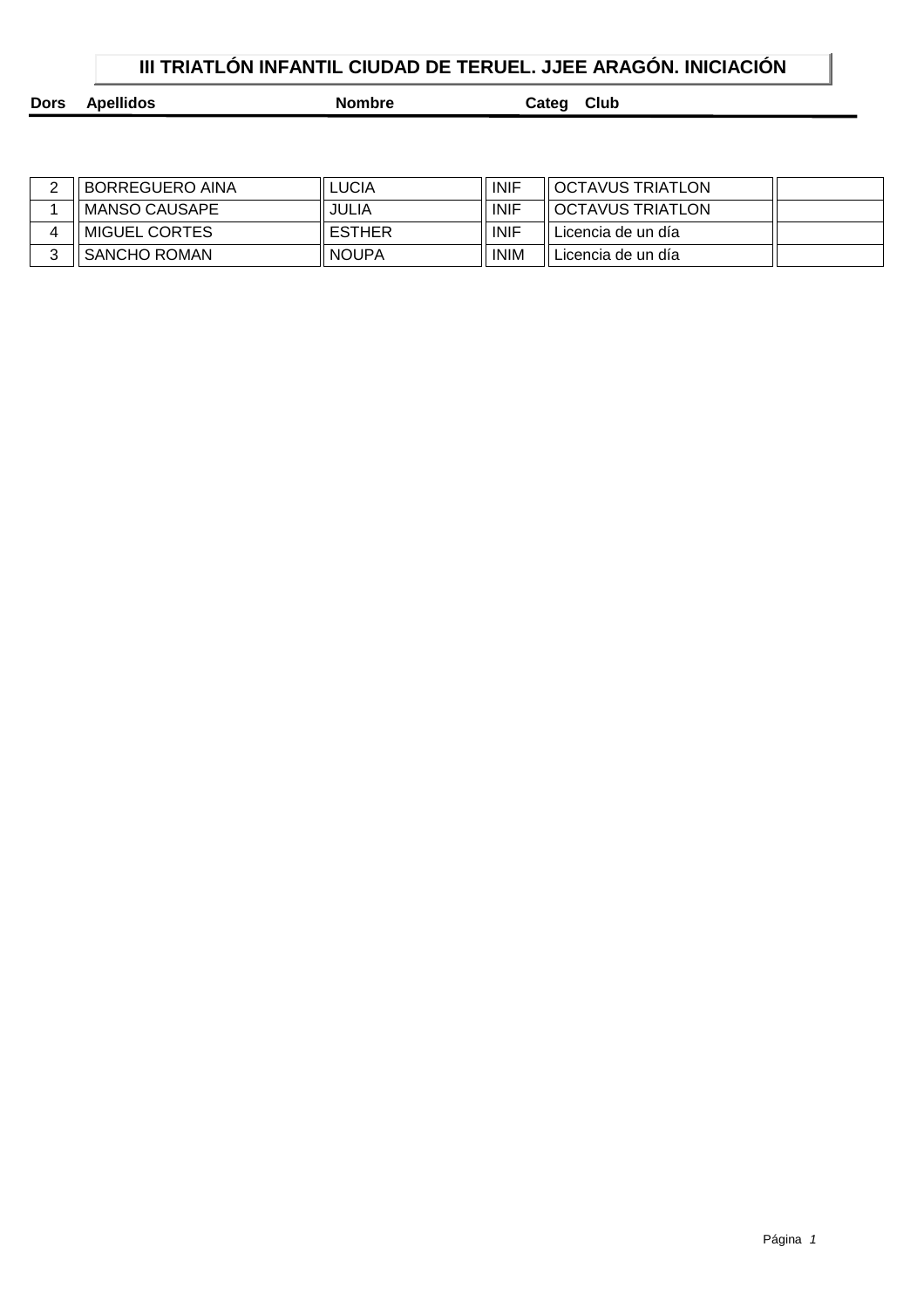# III TRIATLÓN INFANTIL CIUDAD DE TERUEL. JJEE ARAGÓN. INICIACIÓN

| Dors | Apellidos | Nombre | Categ | Club | |
|---|---|---|---|---|---|
| 2 | BORREGUERO AINA | LUCIA | INIF | OCTAVUS TRIATLON | |
| 1 | MANSO CAUSAPE | JULIA | INIF | OCTAVUS TRIATLON | |
| 4 | MIGUEL CORTES | ESTHER | INIF | Licencia de un día | |
| 3 | SANCHO ROMAN | NOUPA | INIM | Licencia de un día | |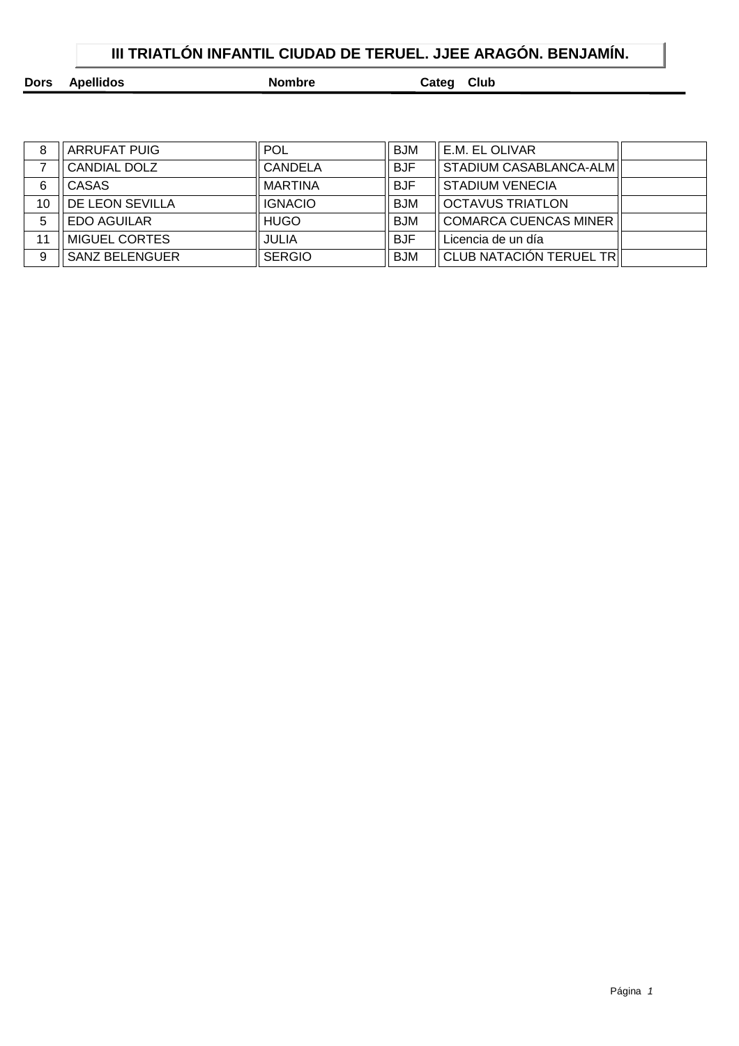# III TRIATLÓN INFANTIL CIUDAD DE TERUEL. JJEE ARAGÓN. BENJAMÍN.

| Dors | Apellidos | Nombre | Categ | Club | |
|---|---|---|---|---|---|
| 8 | ARRUFAT PUIG | POL | BJM | E.M. EL OLIVAR | |
| 7 | CANDIAL DOLZ | CANDELA | BJF | STADIUM CASABLANCA-ALM | |
| 6 | CASAS | MARTINA | BJF | STADIUM VENECIA | |
| 10 | DE LEON SEVILLA | IGNACIO | BJM | OCTAVUS TRIATLON | |
| 5 | EDO AGUILAR | HUGO | BJM | COMARCA CUENCAS MINER | |
| 11 | MIGUEL CORTES | JULIA | BJF | Licencia de un día | |
| 9 | SANZ BELENGUER | SERGIO | BJM | CLUB NATACIÓN TERUEL TR | |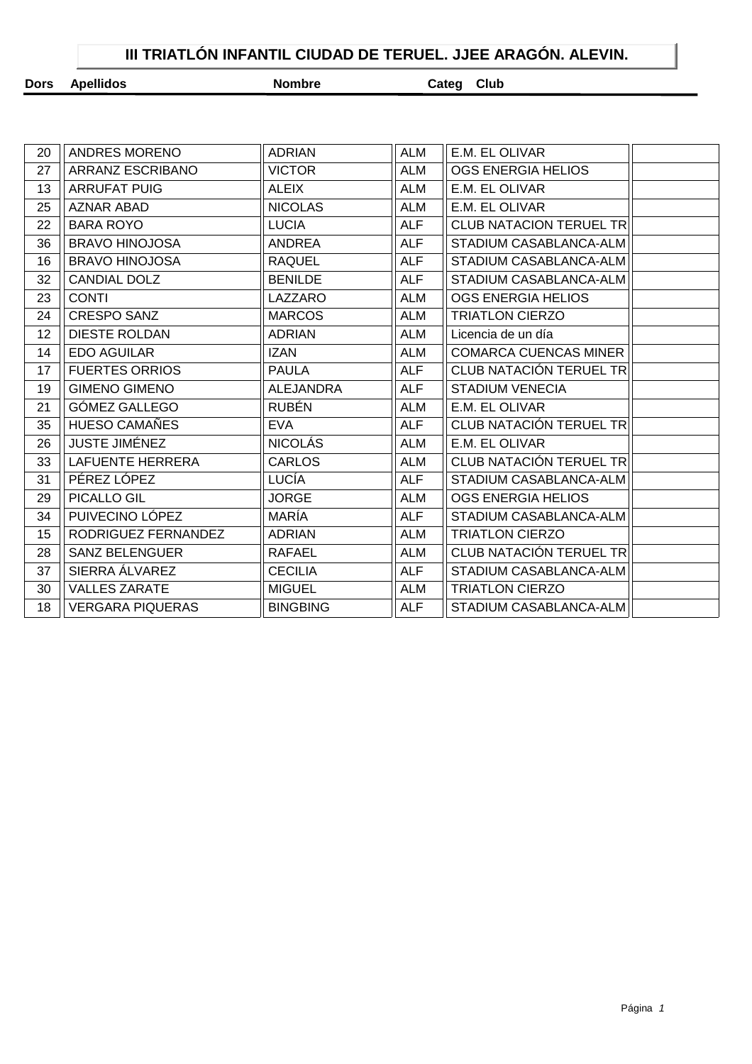# III TRIATLÓN INFANTIL CIUDAD DE TERUEL. JJEE ARAGÓN. ALEVIN.

| Dors | Apellidos | Nombre | Categ | Club | |
|---|---|---|---|---|---|
| 20 | ANDRES MORENO | ADRIAN | ALM | E.M. EL OLIVAR | |
| 27 | ARRANZ ESCRIBANO | VICTOR | ALM | OGS ENERGIA HELIOS | |
| 13 | ARRUFAT PUIG | ALEIX | ALM | E.M. EL OLIVAR | |
| 25 | AZNAR ABAD | NICOLAS | ALM | E.M. EL OLIVAR | |
| 22 | BARA ROYO | LUCIA | ALF | CLUB NATACION TERUEL TR | |
| 36 | BRAVO HINOJOSA | ANDREA | ALF | STADIUM CASABLANCA-ALM | |
| 16 | BRAVO HINOJOSA | RAQUEL | ALF | STADIUM CASABLANCA-ALM | |
| 32 | CANDIAL DOLZ | BENILDE | ALF | STADIUM CASABLANCA-ALM | |
| 23 | CONTI | LAZZARO | ALM | OGS ENERGIA HELIOS | |
| 24 | CRESPO SANZ | MARCOS | ALM | TRIATLON CIERZO | |
| 12 | DIESTE ROLDAN | ADRIAN | ALM | Licencia de un día | |
| 14 | EDO AGUILAR | IZAN | ALM | COMARCA CUENCAS MINER | |
| 17 | FUERTES ORRIOS | PAULA | ALF | CLUB NATACIÓN TERUEL TR | |
| 19 | GIMENO GIMENO | ALEJANDRA | ALF | STADIUM VENECIA | |
| 21 | GÓMEZ GALLEGO | RUBÉN | ALM | E.M. EL OLIVAR | |
| 35 | HUESO CAMAÑES | EVA | ALF | CLUB NATACIÓN TERUEL TR | |
| 26 | JUSTE JIMÉNEZ | NICOLÁS | ALM | E.M. EL OLIVAR | |
| 33 | LAFUENTE HERRERA | CARLOS | ALM | CLUB NATACIÓN TERUEL TR | |
| 31 | PÉREZ LÓPEZ | LUCÍA | ALF | STADIUM CASABLANCA-ALM | |
| 29 | PICALLO GIL | JORGE | ALM | OGS ENERGIA HELIOS | |
| 34 | PUIVECINO LÓPEZ | MARÍA | ALF | STADIUM CASABLANCA-ALM | |
| 15 | RODRIGUEZ FERNANDEZ | ADRIAN | ALM | TRIATLON CIERZO | |
| 28 | SANZ BELENGUER | RAFAEL | ALM | CLUB NATACIÓN TERUEL TR | |
| 37 | SIERRA ÁLVAREZ | CECILIA | ALF | STADIUM CASABLANCA-ALM | |
| 30 | VALLES ZARATE | MIGUEL | ALM | TRIATLON CIERZO | |
| 18 | VERGARA PIQUERAS | BINGBING | ALF | STADIUM CASABLANCA-ALM | |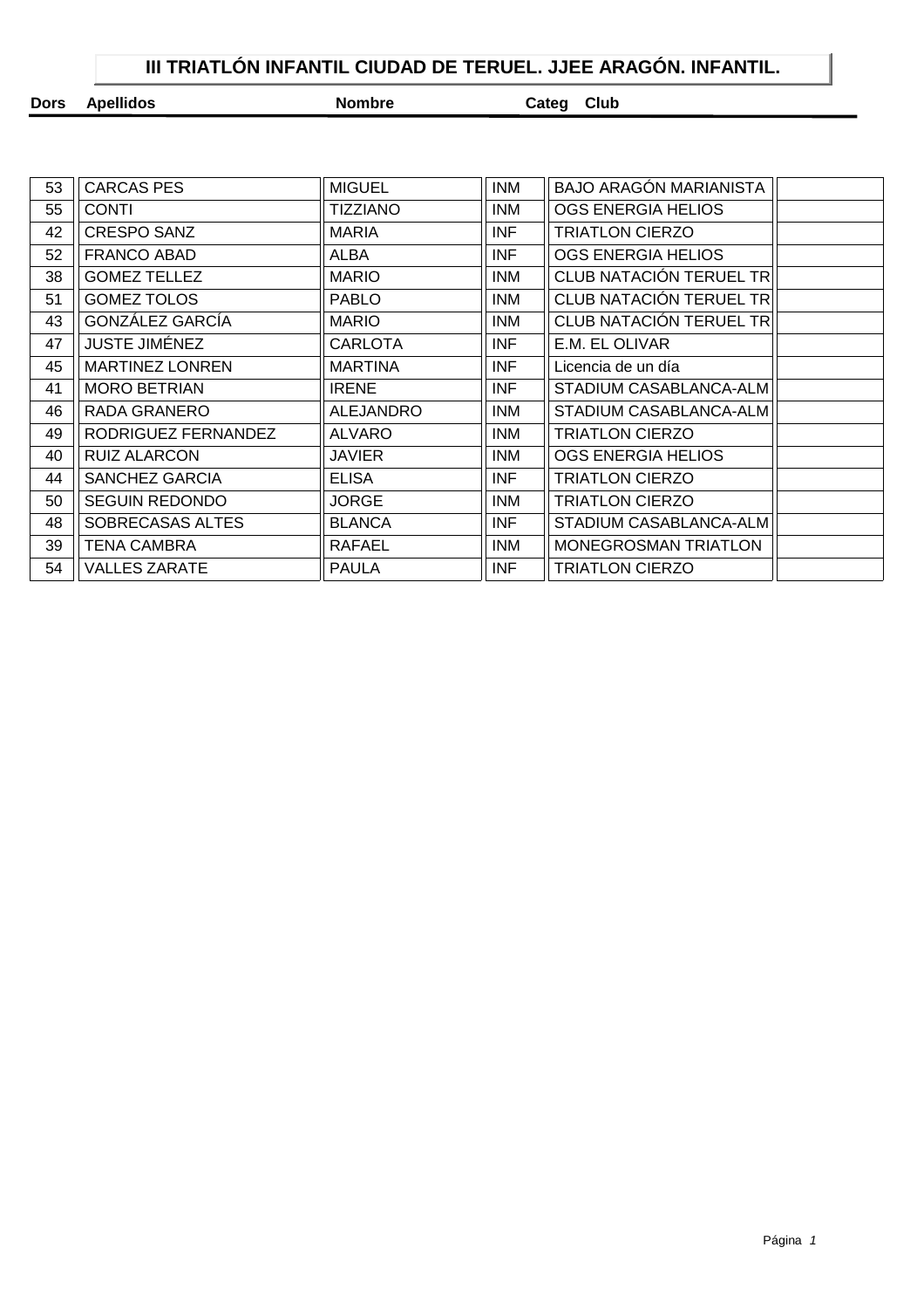# III TRIATLÓN INFANTIL CIUDAD DE TERUEL. JJEE ARAGÓN. INFANTIL.

| Dors | Apellidos | Nombre | Categ | Club | |
|---|---|---|---|---|---|
| 53 | CARCAS PES | MIGUEL | INM | BAJO ARAGÓN MARIANISTA | |
| 55 | CONTI | TIZZIANO | INM | OGS ENERGIA HELIOS | |
| 42 | CRESPO SANZ | MARIA | INF | TRIATLON CIERZO | |
| 52 | FRANCO ABAD | ALBA | INF | OGS ENERGIA HELIOS | |
| 38 | GOMEZ TELLEZ | MARIO | INM | CLUB NATACIÓN TERUEL TR | |
| 51 | GOMEZ TOLOS | PABLO | INM | CLUB NATACIÓN TERUEL TR | |
| 43 | GONZÁLEZ GARCÍA | MARIO | INM | CLUB NATACIÓN TERUEL TR | |
| 47 | JUSTE JIMÉNEZ | CARLOTA | INF | E.M. EL OLIVAR | |
| 45 | MARTINEZ LONREN | MARTINA | INF | Licencia de un día | |
| 41 | MORO BETRIAN | IRENE | INF | STADIUM CASABLANCA-ALM | |
| 46 | RADA GRANERO | ALEJANDRO | INM | STADIUM CASABLANCA-ALM | |
| 49 | RODRIGUEZ FERNANDEZ | ALVARO | INM | TRIATLON CIERZO | |
| 40 | RUIZ ALARCON | JAVIER | INM | OGS ENERGIA HELIOS | |
| 44 | SANCHEZ GARCIA | ELISA | INF | TRIATLON CIERZO | |
| 50 | SEGUIN REDONDO | JORGE | INM | TRIATLON CIERZO | |
| 48 | SOBRECASAS ALTES | BLANCA | INF | STADIUM CASABLANCA-ALM | |
| 39 | TENA CAMBRA | RAFAEL | INM | MONEGROSMAN TRIATLON | |
| 54 | VALLES ZARATE | PAULA | INF | TRIATLON CIERZO | |